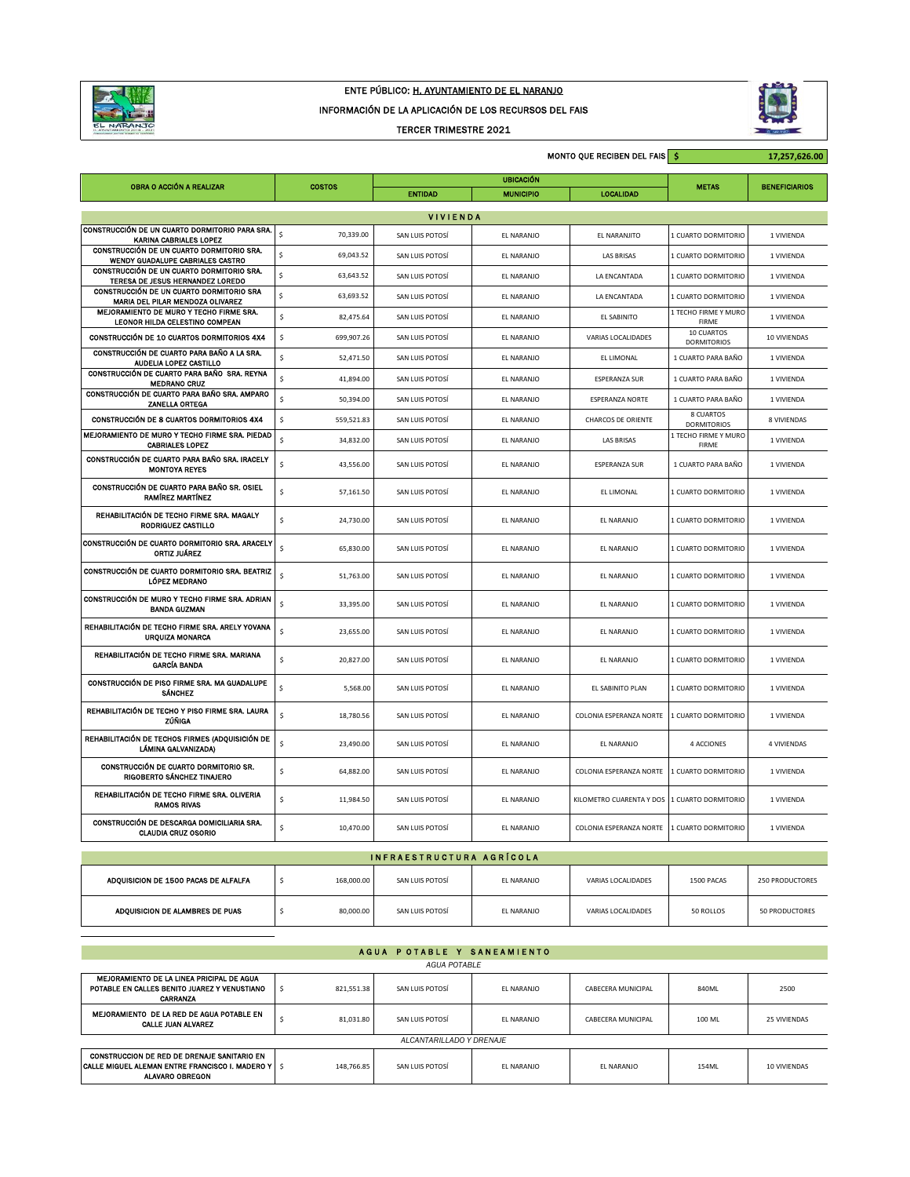ENTE PÚBLICO: H. AYUNTAMIENTO DE EL NARANJO

INFORMACIÓN DE LA APLICACIÓN DE LOS RECURSOS DEL FAIS

TERCER TRIMESTRE 2021

MONTO QUE RECIBEN DEL FAIS | $ 17,257,626.00

| OBRA O ACCIÓN A REALIZAR | COSTOS | UBICACIÓN | | | METAS | BENEFICIARIOS |
|---|---|---|---|---|---|---|
| | | ENTIDAD | MUNICIPIO | LOCALIDAD | | |
| **VIVIENDA** | | | | | | |
| CONSTRUCCIÓN DE UN CUARTO DORMITORIO PARA SRA. KARINA CABRIALES LOPEZ | $ 70,339.00 | SAN LUIS POTOSÍ | EL NARANJO | EL NARANJITO | 1 CUARTO DORMITORIO | 1 VIVIENDA |
| CONSTRUCCIÓN DE UN CUARTO DORMITORIO SRA. WENDY GUADALUPE CABRIALES CASTRO | $ 69,043.52 | SAN LUIS POTOSÍ | EL NARANJO | LAS BRISAS | 1 CUARTO DORMITORIO | 1 VIVIENDA |
| CONSTRUCCIÓN DE UN CUARTO DORMITORIO SRA. TERESA DE JESUS HERNANDEZ LOREDO | $ 63,643.52 | SAN LUIS POTOSÍ | EL NARANJO | LA ENCANTADA | 1 CUARTO DORMITORIO | 1 VIVIENDA |
| CONSTRUCCIÓN DE UN CUARTO DORMITORIO SRA MARIA DEL PILAR MENDOZA OLIVAREZ | $ 63,693.52 | SAN LUIS POTOSÍ | EL NARANJO | LA ENCANTADA | 1 CUARTO DORMITORIO | 1 VIVIENDA |
| MEJORAMIENTO DE MURO Y TECHO FIRME SRA. LEONOR HILDA CELESTINO COMPEAN | $ 82,475.64 | SAN LUIS POTOSÍ | EL NARANJO | EL SABINITO | 1 TECHO FIRME Y MURO FIRME | 1 VIVIENDA |
| CONSTRUCCIÓN DE 10 CUARTOS DORMITORIOS 4X4 | $ 699,907.26 | SAN LUIS POTOSÍ | EL NARANJO | VARIAS LOCALIDADES | 10 CUARTOS DORMITORIOS | 10 VIVIENDAS |
| CONSTRUCCIÓN DE CUARTO PARA BAÑO A LA SRA. AUDELIA LOPEZ CASTILLO | $ 52,471.50 | SAN LUIS POTOSÍ | EL NARANJO | EL LIMONAL | 1 CUARTO PARA BAÑO | 1 VIVIENDA |
| CONSTRUCCIÓN DE CUARTO PARA BAÑO SRA. REYNA MEDRANO CRUZ | $ 41,894.00 | SAN LUIS POTOSÍ | EL NARANJO | ESPERANZA SUR | 1 CUARTO PARA BAÑO | 1 VIVIENDA |
| CONSTRUCCIÓN DE CUARTO PARA BAÑO SRA. AMPARO ZANELLA ORTEGA | $ 50,394.00 | SAN LUIS POTOSÍ | EL NARANJO | ESPERANZA NORTE | 1 CUARTO PARA BAÑO | 1 VIVIENDA |
| CONSTRUCCIÓN DE 8 CUARTOS DORMITORIOS 4X4 | $ 559,521.83 | SAN LUIS POTOSÍ | EL NARANJO | CHARCOS DE ORIENTE | 8 CUARTOS DORMITORIOS | 8 VIVIENDAS |
| MEJORAMIENTO DE MURO Y TECHO FIRME SRA. PIEDAD CABRIALES LOPEZ | $ 34,832.00 | SAN LUIS POTOSÍ | EL NARANJO | LAS BRISAS | 1 TECHO FIRME Y MURO FIRME | 1 VIVIENDA |
| CONSTRUCCIÓN DE CUARTO PARA BAÑO SRA. IRACELY MONTOYA REYES | $ 43,556.00 | SAN LUIS POTOSÍ | EL NARANJO | ESPERANZA SUR | 1 CUARTO PARA BAÑO | 1 VIVIENDA |
| CONSTRUCCIÓN DE CUARTO PARA BAÑO SR. OSIEL RAMÍREZ MARTÍNEZ | $ 57,161.50 | SAN LUIS POTOSÍ | EL NARANJO | EL LIMONAL | 1 CUARTO DORMITORIO | 1 VIVIENDA |
| REHABILITACIÓN DE TECHO FIRME SRA. MAGALY RODRIGUEZ CASTILLO | $ 24,730.00 | SAN LUIS POTOSÍ | EL NARANJO | EL NARANJO | 1 CUARTO DORMITORIO | 1 VIVIENDA |
| CONSTRUCCIÓN DE CUARTO DORMITORIO SRA. ARACELY ORTIZ JUÁREZ | $ 65,830.00 | SAN LUIS POTOSÍ | EL NARANJO | EL NARANJO | 1 CUARTO DORMITORIO | 1 VIVIENDA |
| CONSTRUCCIÓN DE CUARTO DORMITORIO SRA. BEATRIZ LÓPEZ MEDRANO | $ 51,763.00 | SAN LUIS POTOSÍ | EL NARANJO | EL NARANJO | 1 CUARTO DORMITORIO | 1 VIVIENDA |
| CONSTRUCCIÓN DE MURO Y TECHO FIRME SRA. ADRIAN BANDA GUZMAN | $ 33,395.00 | SAN LUIS POTOSÍ | EL NARANJO | EL NARANJO | 1 CUARTO DORMITORIO | 1 VIVIENDA |
| REHABILITACIÓN DE TECHO FIRME SRA. ARELY YOVANA URQUIZA MONARCA | $ 23,655.00 | SAN LUIS POTOSÍ | EL NARANJO | EL NARANJO | 1 CUARTO DORMITORIO | 1 VIVIENDA |
| REHABILITACIÓN DE TECHO FIRME SRA. MARIANA GARCÍA BANDA | $ 20,827.00 | SAN LUIS POTOSÍ | EL NARANJO | EL NARANJO | 1 CUARTO DORMITORIO | 1 VIVIENDA |
| CONSTRUCCIÓN DE PISO FIRME SRA. MA GUADALUPE SÁNCHEZ | $ 5,568.00 | SAN LUIS POTOSÍ | EL NARANJO | EL SABINITO PLAN | 1 CUARTO DORMITORIO | 1 VIVIENDA |
| REHABILITACIÓN DE TECHO Y PISO FIRME SRA. LAURA ZÚÑIGA | $ 18,780.56 | SAN LUIS POTOSÍ | EL NARANJO | COLONIA ESPERANZA NORTE | 1 CUARTO DORMITORIO | 1 VIVIENDA |
| REHABILITACIÓN DE TECHOS FIRMES (ADQUISICIÓN DE LÁMINA GALVANIZADA) | $ 23,490.00 | SAN LUIS POTOSÍ | EL NARANJO | EL NARANJO | 4 ACCIONES | 4 VIVIENDAS |
| CONSTRUCCIÓN DE CUARTO DORMITORIO SR. RIGOBERTO SÁNCHEZ TINAJERO | $ 64,882.00 | SAN LUIS POTOSÍ | EL NARANJO | COLONIA ESPERANZA NORTE | 1 CUARTO DORMITORIO | 1 VIVIENDA |
| REHABILITACIÓN DE TECHO FIRME SRA. OLIVERIA RAMOS RIVAS | $ 11,984.50 | SAN LUIS POTOSÍ | EL NARANJO | KILOMETRO CUARENTA Y DOS | 1 CUARTO DORMITORIO | 1 VIVIENDA |
| CONSTRUCCIÓN DE DESCARGA DOMICILIARIA SRA. CLAUDIA CRUZ OSORIO | $ 10,470.00 | SAN LUIS POTOSÍ | EL NARANJO | COLONIA ESPERANZA NORTE | 1 CUARTO DORMITORIO | 1 VIVIENDA |
| **INFRAESTRUCTURA AGRÍCOLA** | | | | | | |
| ADQUISICION DE 1500 PACAS DE ALFALFA | $ 168,000.00 | SAN LUIS POTOSÍ | EL NARANJO | VARIAS LOCALIDADES | 1500 PACAS | 250 PRODUCTORES |
| ADQUISICION DE ALAMBRES DE PUAS | $ 80,000.00 | SAN LUIS POTOSÍ | EL NARANJO | VARIAS LOCALIDADES | 50 ROLLOS | 50 PRODUCTORES |
| **AGUA POTABLE Y SANEAMIENTO** | | | | | | |
| *AGUA POTABLE* | | | | | | |
| MEJORAMIENTO DE LA LINEA PRICIPAL DE AGUA POTABLE EN CALLES BENITO JUAREZ Y VENUSTIANO CARRANZA | $ 821,551.38 | SAN LUIS POTOSÍ | EL NARANJO | CABECERA MUNICIPAL | 840ML | 2500 |
| MEJORAMIENTO DE LA RED DE AGUA POTABLE EN CALLE JUAN ALVAREZ | $ 81,031.80 | SAN LUIS POTOSÍ | EL NARANJO | CABECERA MUNICIPAL | 100 ML | 25 VIVIENDAS |
| *ALCANTARILLADO Y DRENAJE* | | | | | | |
| CONSTRUCCION DE RED DE DRENAJE SANITARIO EN CALLE MIGUEL ALEMAN ENTRE FRANCISCO I. MADERO Y ALAVARO OBREGON | $ 148,766.85 | SAN LUIS POTOSÍ | EL NARANJO | EL NARANJO | 154ML | 10 VIVIENDAS |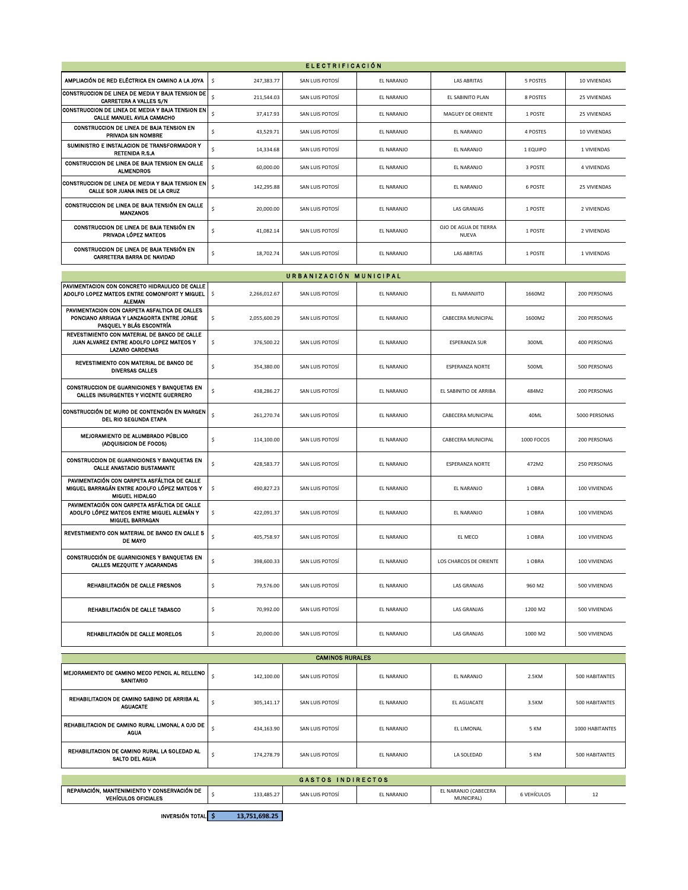| | | | | | | |
|---|---|---|---|---|---|---|
| **ELECTRIFICACIÓN** | | | | | | |
| AMPLIACIÓN DE RED ELÉCTRICA EN CAMINO A LA JOYA | $ 247,383.77 | SAN LUIS POTOSÍ | EL NARANJO | LAS ABRITAS | 5 POSTES | 10 VIVIENDAS |
| CONSTRUCCION DE LINEA DE MEDIA Y BAJA TENSION DE CARRETERA A VALLES S/N | $ 211,544.03 | SAN LUIS POTOSÍ | EL NARANJO | EL SABINITO PLAN | 8 POSTES | 25 VIVIENDAS |
| CONSTRUCCION DE LINEA DE MEDIA Y BAJA TENSION EN CALLE MANUEL AVILA CAMACHO | $ 37,417.93 | SAN LUIS POTOSÍ | EL NARANJO | MAGUEY DE ORIENTE | 1 POSTE | 25 VIVIENDAS |
| CONSTRUCCION DE LINEA DE BAJA TENSION EN PRIVADA SIN NOMBRE | $ 43,529.71 | SAN LUIS POTOSÍ | EL NARANJO | EL NARANJO | 4 POSTES | 10 VIVIENDAS |
| SUMINISTRO E INSTALACION DE TRANSFORMADOR Y RETENIDA R.S.A | $ 14,334.68 | SAN LUIS POTOSÍ | EL NARANJO | EL NARANJO | 1 EQUIPO | 1 VIVIENDAS |
| CONSTRUCCION DE LINEA DE BAJA TENSION EN CALLE ALMENDROS | $ 60,000.00 | SAN LUIS POTOSÍ | EL NARANJO | EL NARANJO | 3 POSTE | 4 VIVIENDAS |
| CONSTRUCCION DE LINEA DE MEDIA Y BAJA TENSION EN CALLE SOR JUANA INES DE LA CRUZ | $ 142,295.88 | SAN LUIS POTOSÍ | EL NARANJO | EL NARANJO | 6 POSTE | 25 VIVIENDAS |
| CONSTRUCCION DE LINEA DE BAJA TENSIÓN EN CALLE MANZANOS | $ 20,000.00 | SAN LUIS POTOSÍ | EL NARANJO | LAS GRANJAS | 1 POSTE | 2 VIVIENDAS |
| CONSTRUCCION DE LINEA DE BAJA TENSIÓN EN PRIVADA LÓPEZ MATEOS | $ 41,082.14 | SAN LUIS POTOSÍ | EL NARANJO | OJO DE AGUA DE TIERRA NUEVA | 1 POSTE | 2 VIVIENDAS |
| CONSTRUCCION DE LINEA DE BAJA TENSIÓN EN CARRETERA BARRA DE NAVIDAD | $ 18,702.74 | SAN LUIS POTOSÍ | EL NARANJO | LAS ABRITAS | 1 POSTE | 1 VIVIENDAS |
| **URBANIZACIÓN MUNICIPAL** | | | | | | |
| PAVIMENTACION CON CONCRETO HIDRAULICO DE CALLE ADOLFO LOPEZ MATEOS ENTRE COMONFORT Y MIGUEL ALEMAN | $ 2,266,012.67 | SAN LUIS POTOSÍ | EL NARANJO | EL NARANJITO | 1660M2 | 200 PERSONAS |
| PAVIMENTACION CON CARPETA ASFALTICA DE CALLES PONCIANO ARRIAGA Y LANZAGORTA ENTRE JORGE PASQUEL Y BLÁS ESCONTRÍA | $ 2,055,600.29 | SAN LUIS POTOSÍ | EL NARANJO | CABECERA MUNICIPAL | 1600M2 | 200 PERSONAS |
| REVESTIMIENTO CON MATERIAL DE BANCO DE CALLE JUAN ALVAREZ ENTRE ADOLFO LOPEZ MATEOS Y LAZARO CARDENAS | $ 376,500.22 | SAN LUIS POTOSÍ | EL NARANJO | ESPERANZA SUR | 300ML | 400 PERSONAS |
| REVESTIMIENTO CON MATERIAL DE BANCO DE DIVERSAS CALLES | $ 354,380.00 | SAN LUIS POTOSÍ | EL NARANJO | ESPERANZA NORTE | 500ML | 500 PERSONAS |
| CONSTRUCCION DE GUARNICIONES Y BANQUETAS EN CALLES INSURGENTES Y VICENTE GUERRERO | $ 438,286.27 | SAN LUIS POTOSÍ | EL NARANJO | EL SABINITIO DE ARRIBA | 484M2 | 200 PERSONAS |
| CONSTRUCCIÓN DE MURO DE CONTENCIÓN EN MARGEN DEL RIO SEGUNDA ETAPA | $ 261,270.74 | SAN LUIS POTOSÍ | EL NARANJO | CABECERA MUNICIPAL | 40ML | 5000 PERSONAS |
| MEJORAMIENTO DE ALUMBRADO PÚBLICO (ADQUISICION DE FOCOS) | $ 114,100.00 | SAN LUIS POTOSÍ | EL NARANJO | CABECERA MUNICIPAL | 1000 FOCOS | 200 PERSONAS |
| CONSTRUCCION DE GUARNICIONES Y BANQUETAS EN CALLE ANASTACIO BUSTAMANTE | $ 428,583.77 | SAN LUIS POTOSÍ | EL NARANJO | ESPERANZA NORTE | 472M2 | 250 PERSONAS |
| PAVIMENTACIÓN CON CARPETA ASFÁLTICA DE CALLE MIGUEL BARRAGÁN ENTRE ADOLFO LÓPEZ MATEOS Y MIGUEL HIDALGO | $ 490,827.23 | SAN LUIS POTOSÍ | EL NARANJO | EL NARANJO | 1 OBRA | 100 VIVIENDAS |
| PAVIMENTACIÓN CON CARPETA ASFÁLTICA DE CALLE ADOLFO LÓPEZ MATEOS ENTRE MIGUEL ALEMÁN Y MIGUEL BARRAGAN | $ 422,091.37 | SAN LUIS POTOSÍ | EL NARANJO | EL NARANJO | 1 OBRA | 100 VIVIENDAS |
| REVESTIMIENTO CON MATERIAL DE BANCO EN CALLE 5 DE MAYO | $ 405,758.97 | SAN LUIS POTOSÍ | EL NARANJO | EL MECO | 1 OBRA | 100 VIVIENDAS |
| CONSTRUCCIÓN DE GUARNICIONES Y BANQUETAS EN CALLES MEZQUITE Y JACARANDAS | $ 398,600.33 | SAN LUIS POTOSÍ | EL NARANJO | LOS CHARCOS DE ORIENTE | 1 OBRA | 100 VIVIENDAS |
| REHABILITACIÓN DE CALLE FRESNOS | $ 79,576.00 | SAN LUIS POTOSÍ | EL NARANJO | LAS GRANJAS | 960 M2 | 500 VIVIENDAS |
| REHABILITACIÓN DE CALLE TABASCO | $ 70,992.00 | SAN LUIS POTOSÍ | EL NARANJO | LAS GRANJAS | 1200 M2 | 500 VIVIENDAS |
| REHABILITACIÓN DE CALLE MORELOS | $ 20,000.00 | SAN LUIS POTOSÍ | EL NARANJO | LAS GRANJAS | 1000 M2 | 500 VIVIENDAS |
| **CAMINOS RURALES** | | | | | | |
| MEJORAMIENTO DE CAMINO MECO PENCIL AL RELLENO SANITARIO | $ 142,100.00 | SAN LUIS POTOSÍ | EL NARANJO | EL NARANJO | 2.5KM | 500 HABITANTES |
| REHABILITACION DE CAMINO SABINO DE ARRIBA AL AGUACATE | $ 305,141.17 | SAN LUIS POTOSÍ | EL NARANJO | EL AGUACATE | 3.5KM | 500 HABITANTES |
| REHABILITACION DE CAMINO RURAL LIMONAL A OJO DE AGUA | $ 434,163.90 | SAN LUIS POTOSÍ | EL NARANJO | EL LIMONAL | 5 KM | 1000 HABITANTES |
| REHABILITACION DE CAMINO RURAL LA SOLEDAD AL SALTO DEL AGUA | $ 174,278.79 | SAN LUIS POTOSÍ | EL NARANJO | LA SOLEDAD | 5 KM | 500 HABITANTES |
| **GASTOS INDIRECTOS** | | | | | | |
| REPARACIÓN, MANTENIMIENTO Y CONSERVACIÓN DE VEHÍCULOS OFICIALES | $ 133,485.27 | SAN LUIS POTOSÍ | EL NARANJO | EL NARANJO (CABECERA MUNICIPAL) | 6 VEHÍCULOS | 12 |

**INVERSIÓN TOTAL** $ **13,751,698.25**